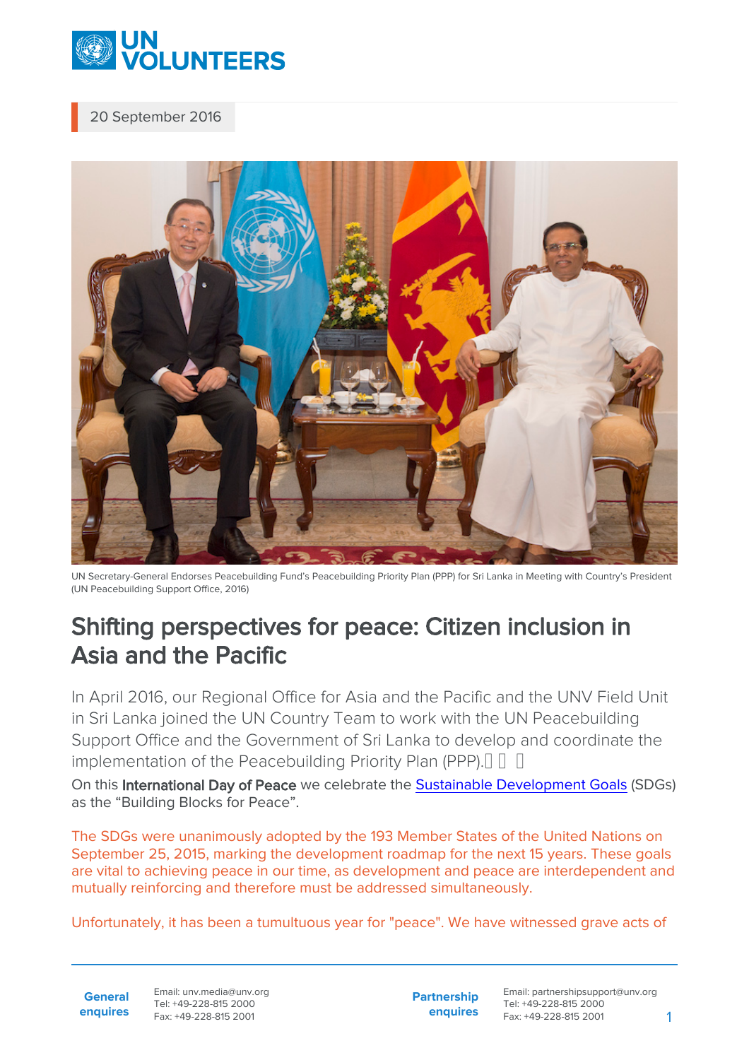20 September 2016

UN Secretary-General Endorses Peacebuilding Fund's Peacebuilding Priority Plan (PPP) for Sri Lanka in Meeting with Country's President (UN Peacebuilding Support Office, 2016)

# Shifting perspectives for peace: Citizen inclusion in Asia and the Pacific

In April 2016, our Regional Office for Asia and the Pacific and the UNV Field Unit in Sri Lanka joined the UN Country Team to work with the UN Peacebuilding Support Office and the Government of Sri Lanka to develop and coordinate the implementation of the Peacebuilding Priority Plan (PPP).

On this **International Day of Peace** we celebrate the [Sustainable Development Goals](#) (SDGs) as the "Building Blocks for Peace".

The SDGs were unanimously adopted by the 193 Member States of the United Nations on September 25, 2015, marking the development roadmap for the next 15 years. These goals are vital to achieving peace in our time, as development and peace are interdependent and mutually reinforcing and therefore must be addressed simultaneously.

Unfortunately, it has been a tumultuous year for "peace". We have witnessed grave acts of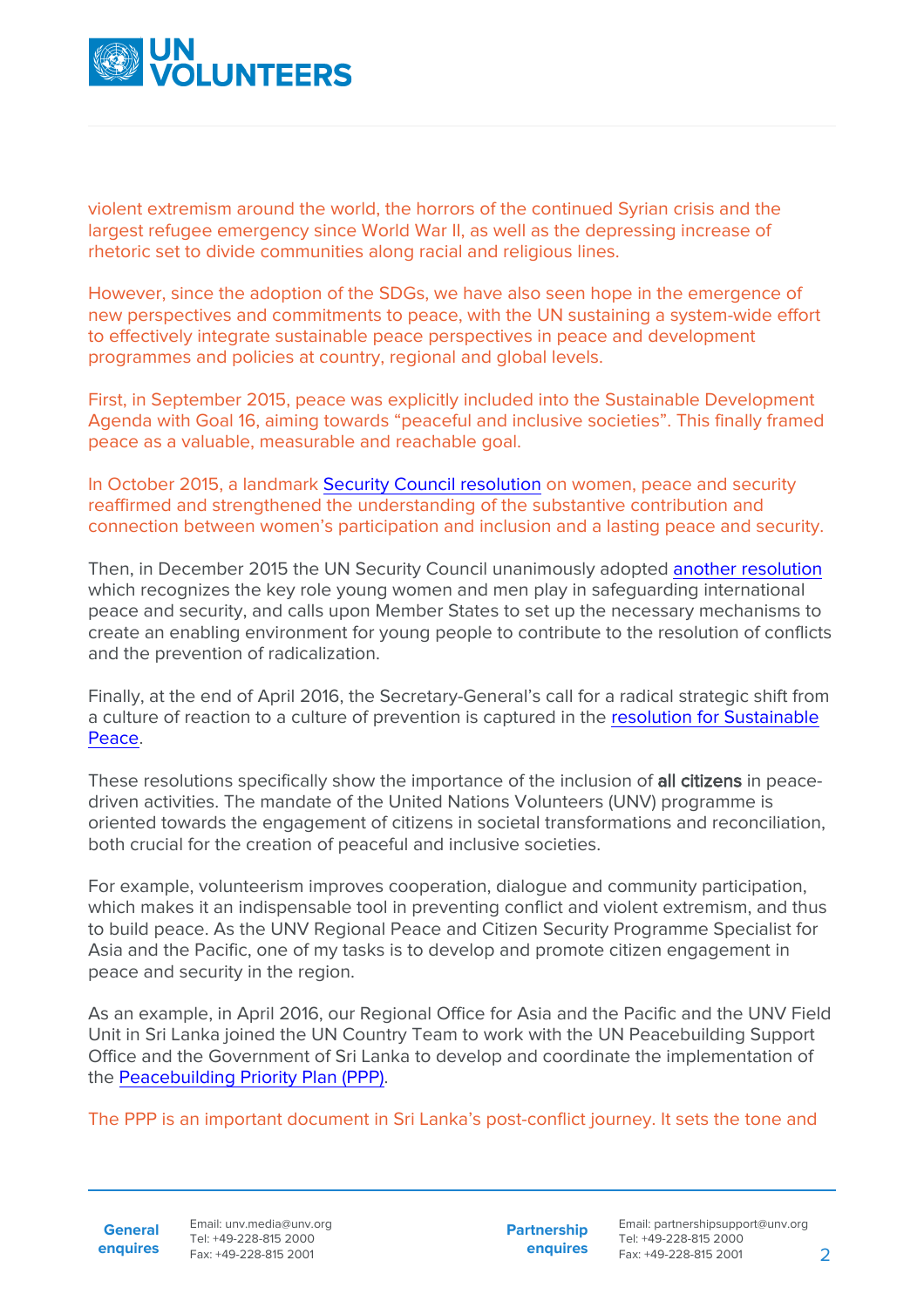violent extremism around the world, the horrors of the continued Syrian crisis and the largest refugee emergency since World War II, as well as the depressing increase of rhetoric set to divide communities along racial and religious lines.

However, since the adoption of the SDGs, we have also seen hope in the emergence of new perspectives and commitments to peace, with the UN sustaining a system-wide effort to effectively integrate sustainable peace perspectives in peace and development programmes and policies at country, regional and global levels.

First, in September 2015, peace was explicitly included into the Sustainable Development Agenda with Goal 16, aiming towards "peaceful and inclusive societies". This finally framed peace as a valuable, measurable and reachable goal.

In October 2015, a landmark Security Council resolution on women, peace and security reaffirmed and strengthened the understanding of the substantive contribution and connection between women's participation and inclusion and a lasting peace and security.

Then, in December 2015 the UN Security Council unanimously adopted another resolution which recognizes the key role young women and men play in safeguarding international peace and security, and calls upon Member States to set up the necessary mechanisms to create an enabling environment for young people to contribute to the resolution of conflicts and the prevention of radicalization.

Finally, at the end of April 2016, the Secretary-General's call for a radical strategic shift from a culture of reaction to a culture of prevention is captured in the resolution for Sustainable Peace.

These resolutions specifically show the importance of the inclusion of **all citizens** in peace-driven activities. The mandate of the United Nations Volunteers (UNV) programme is oriented towards the engagement of citizens in societal transformations and reconciliation, both crucial for the creation of peaceful and inclusive societies.

For example, volunteerism improves cooperation, dialogue and community participation, which makes it an indispensable tool in preventing conflict and violent extremism, and thus to build peace. As the UNV Regional Peace and Citizen Security Programme Specialist for Asia and the Pacific, one of my tasks is to develop and promote citizen engagement in peace and security in the region.

As an example, in April 2016, our Regional Office for Asia and the Pacific and the UNV Field Unit in Sri Lanka joined the UN Country Team to work with the UN Peacebuilding Support Office and the Government of Sri Lanka to develop and coordinate the implementation of the Peacebuilding Priority Plan (PPP).

The PPP is an important document in Sri Lanka's post-conflict journey. It sets the tone and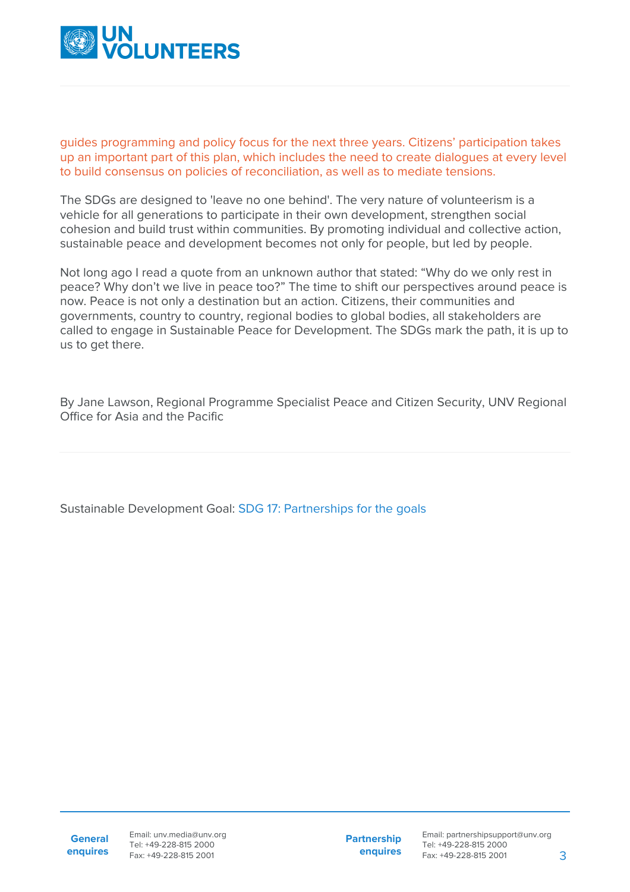guides programming and policy focus for the next three years. Citizens' participation takes up an important part of this plan, which includes the need to create dialogues at every level to build consensus on policies of reconciliation, as well as to mediate tensions.

The SDGs are designed to 'leave no one behind'. The very nature of volunteerism is a vehicle for all generations to participate in their own development, strengthen social cohesion and build trust within communities. By promoting individual and collective action, sustainable peace and development becomes not only for people, but led by people.

Not long ago I read a quote from an unknown author that stated: "Why do we only rest in peace? Why don't we live in peace too?" The time to shift our perspectives around peace is now. Peace is not only a destination but an action. Citizens, their communities and governments, country to country, regional bodies to global bodies, all stakeholders are called to engage in Sustainable Peace for Development. The SDGs mark the path, it is up to us to get there.

By Jane Lawson, Regional Programme Specialist Peace and Citizen Security, UNV Regional Office for Asia and the Pacific

Sustainable Development Goal: SDG 17: Partnerships for the goals

**General enquires** Email: unv.media@unv.org Tel: +49-228-815 2000 Fax: +49-228-815 2001

**Partnership enquires** Email: partnershipsupport@unv.org Tel: +49-228-815 2000 Fax: +49-228-815 2001